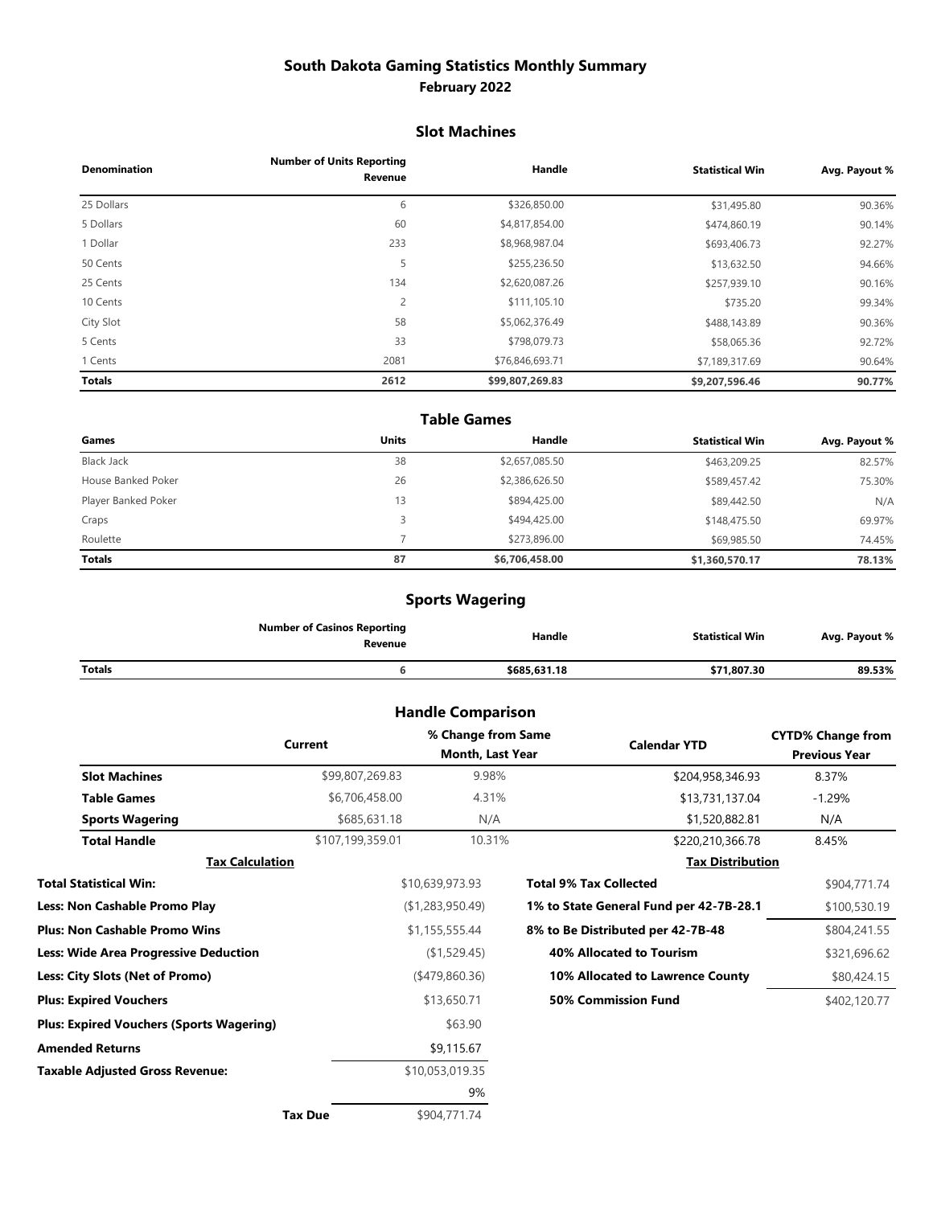# South Dakota Gaming Statistics Monthly Summary

## February 2022

### Slot Machines

| Denomination | Number of Units Reporting Revenue | Handle | Statistical Win | Avg. Payout % |
|---|---|---|---|---|
| 25 Dollars | 6 | $326,850.00 | $31,495.80 | 90.36% |
| 5 Dollars | 60 | $4,817,854.00 | $474,860.19 | 90.14% |
| 1 Dollar | 233 | $8,968,987.04 | $693,406.73 | 92.27% |
| 50 Cents | 5 | $255,236.50 | $13,632.50 | 94.66% |
| 25 Cents | 134 | $2,620,087.26 | $257,939.10 | 90.16% |
| 10 Cents | 2 | $111,105.10 | $735.20 | 99.34% |
| City Slot | 58 | $5,062,376.49 | $488,143.89 | 90.36% |
| 5 Cents | 33 | $798,079.73 | $58,065.36 | 92.72% |
| 1 Cents | 2081 | $76,846,693.71 | $7,189,317.69 | 90.64% |
| **Totals** | **2612** | **$99,807,269.83** | **$9,207,596.46** | **90.77%** |

### Table Games

| Games | Units | Handle | Statistical Win | Avg. Payout % |
|---|---|---|---|---|
| Black Jack | 38 | $2,657,085.50 | $463,209.25 | 82.57% |
| House Banked Poker | 26 | $2,386,626.50 | $589,457.42 | 75.30% |
| Player Banked Poker | 13 | $894,425.00 | $89,442.50 | N/A |
| Craps | 3 | $494,425.00 | $148,475.50 | 69.97% |
| Roulette | 7 | $273,896.00 | $69,985.50 | 74.45% |
| **Totals** | **87** | **$6,706,458.00** | **$1,360,570.17** | **78.13%** |

### Sports Wagering

| | Number of Casinos Reporting Revenue | Handle | Statistical Win | Avg. Payout % |
|---|---|---|---|---|
| **Totals** | **6** | **$685,631.18** | **$71,807.30** | **89.53%** |

### Handle Comparison

| | Current | % Change from Same Month, Last Year | Calendar YTD | CYTD% Change from Previous Year |
|---|---|---|---|---|
| **Slot Machines** | $99,807,269.83 | 9.98% | $204,958,346.93 | 8.37% |
| **Table Games** | $6,706,458.00 | 4.31% | $13,731,137.04 | -1.29% |
| **Sports Wagering** | $685,631.18 | N/A | $1,520,882.81 | N/A |
| **Total Handle** | $107,199,359.01 | 10.31% | $220,210,366.78 | 8.45% |

#### Tax Calculation

| | |
|---|---|
| **Total Statistical Win:** | $10,639,973.93 |
| **Less: Non Cashable Promo Play** | ($1,283,950.49) |
| **Plus: Non Cashable Promo Wins** | $1,155,555.44 |
| **Less: Wide Area Progressive Deduction** | ($1,529.45) |
| **Less: City Slots (Net of Promo)** | ($479,860.36) |
| **Plus: Expired Vouchers** | $13,650.71 |
| **Plus: Expired Vouchers (Sports Wagering)** | $63.90 |
| **Amended Returns** | $9,115.67 |
| **Taxable Adjusted Gross Revenue:** | $10,053,019.35 |
| | 9% |
| **Tax Due** | $904,771.74 |

#### Tax Distribution

| | |
|---|---|
| **Total 9% Tax Collected** | $904,771.74 |
| **1% to State General Fund per 42-7B-28.1** | $100,530.19 |
| **8% to Be Distributed per 42-7B-48** | $804,241.55 |
| **40% Allocated to Tourism** | $321,696.62 |
| **10% Allocated to Lawrence County** | $80,424.15 |
| **50% Commission Fund** | $402,120.77 |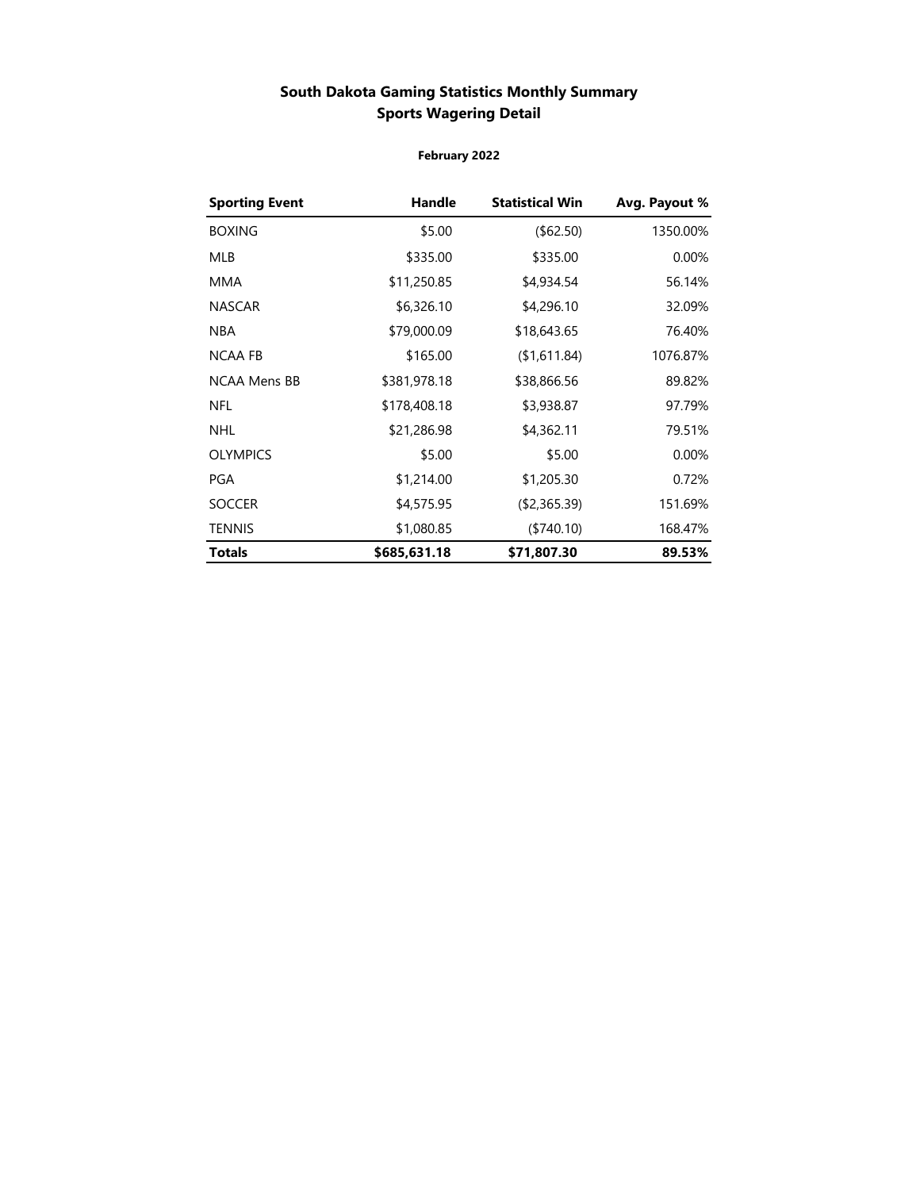# South Dakota Gaming Statistics Monthly Summary
## Sports Wagering Detail

**February 2022**

| Sporting Event | Handle | Statistical Win | Avg. Payout % |
|---|---|---|---|
| BOXING | $5.00 | ($62.50) | 1350.00% |
| MLB | $335.00 | $335.00 | 0.00% |
| MMA | $11,250.85 | $4,934.54 | 56.14% |
| NASCAR | $6,326.10 | $4,296.10 | 32.09% |
| NBA | $79,000.09 | $18,643.65 | 76.40% |
| NCAA FB | $165.00 | ($1,611.84) | 1076.87% |
| NCAA Mens BB | $381,978.18 | $38,866.56 | 89.82% |
| NFL | $178,408.18 | $3,938.87 | 97.79% |
| NHL | $21,286.98 | $4,362.11 | 79.51% |
| OLYMPICS | $5.00 | $5.00 | 0.00% |
| PGA | $1,214.00 | $1,205.30 | 0.72% |
| SOCCER | $4,575.95 | ($2,365.39) | 151.69% |
| TENNIS | $1,080.85 | ($740.10) | 168.47% |
| **Totals** | **$685,631.18** | **$71,807.30** | **89.53%** |